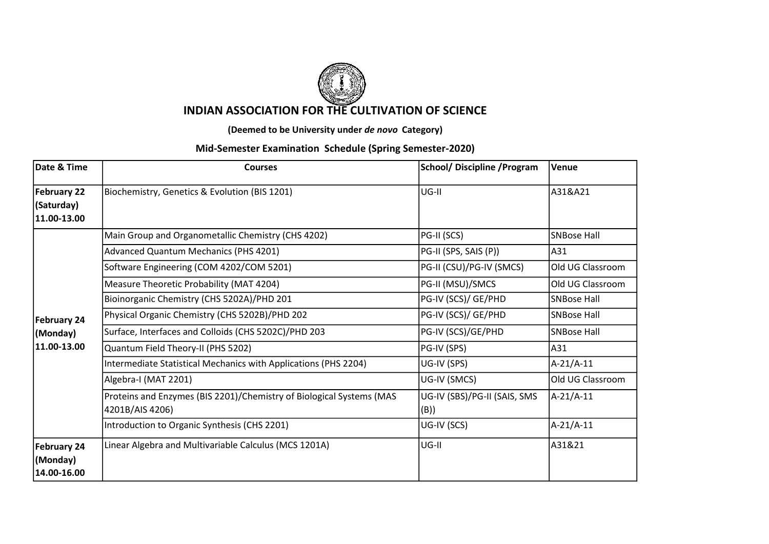# INDIAN ASSOCIATION FOR THE CULTIVATION OF SCIENCE

**(Deemed to be University under *de novo* Category)**

## Mid-Semester Examination Schedule (Spring Semester-2020)

| Date & Time | Courses | School/ Discipline /Program | Venue |
|---|---|---|---|
| **February 22 (Saturday) 11.00-13.00** | Biochemistry, Genetics & Evolution (BIS 1201) | UG-II | A31&A21 |
| **February 24 (Monday) 11.00-13.00** | Main Group and Organometallic Chemistry (CHS 4202) | PG-II (SCS) | SNBose Hall |
| | Advanced Quantum Mechanics (PHS 4201) | PG-II (SPS, SAIS (P)) | A31 |
| | Software Engineering (COM 4202/COM 5201) | PG-II (CSU)/PG-IV (SMCS) | Old UG Classroom |
| | Measure Theoretic Probability (MAT 4204) | PG-II (MSU)/SMCS | Old UG Classroom |
| | Bioinorganic Chemistry (CHS 5202A)/PHD 201 | PG-IV (SCS)/ GE/PHD | SNBose Hall |
| | Physical Organic Chemistry (CHS 5202B)/PHD 202 | PG-IV (SCS)/ GE/PHD | SNBose Hall |
| | Surface, Interfaces and Colloids (CHS 5202C)/PHD 203 | PG-IV (SCS)/GE/PHD | SNBose Hall |
| | Quantum Field Theory-II (PHS 5202) | PG-IV (SPS) | A31 |
| | Intermediate Statistical Mechanics with Applications (PHS 2204) | UG-IV (SPS) | A-21/A-11 |
| | Algebra-I (MAT 2201) | UG-IV (SMCS) | Old UG Classroom |
| | Proteins and Enzymes (BIS 2201)/Chemistry of Biological Systems (MAS 4201B/AIS 4206) | UG-IV (SBS)/PG-II (SAIS, SMS (B)) | A-21/A-11 |
| | Introduction to Organic Synthesis (CHS 2201) | UG-IV (SCS) | A-21/A-11 |
| **February 24 (Monday) 14.00-16.00** | Linear Algebra and Multivariable Calculus (MCS 1201A) | UG-II | A31&21 |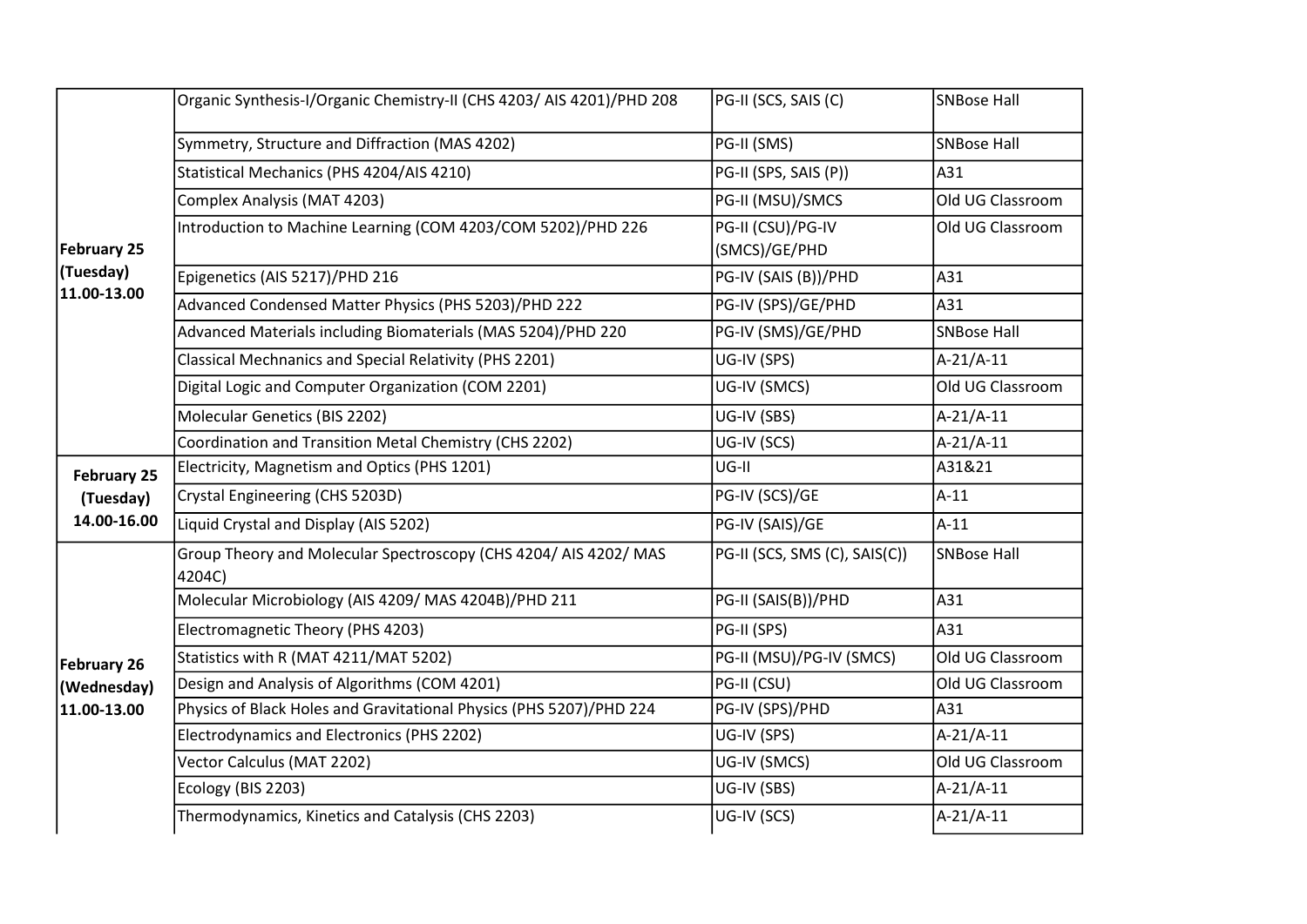| | | | |
|---|---|---|---|
| **February 25 (Tuesday) 11.00-13.00** | Organic Synthesis-I/Organic Chemistry-II (CHS 4203/ AIS 4201)/PHD 208 | PG-II (SCS, SAIS (C) | SNBose Hall |
| | Symmetry, Structure and Diffraction (MAS 4202) | PG-II (SMS) | SNBose Hall |
| | Statistical Mechanics (PHS 4204/AIS 4210) | PG-II (SPS, SAIS (P)) | A31 |
| | Complex Analysis (MAT 4203) | PG-II (MSU)/SMCS | Old UG Classroom |
| | Introduction to Machine Learning (COM 4203/COM 5202)/PHD 226 | PG-II (CSU)/PG-IV (SMCS)/GE/PHD | Old UG Classroom |
| | Epigenetics (AIS 5217)/PHD 216 | PG-IV (SAIS (B))/PHD | A31 |
| | Advanced Condensed Matter Physics (PHS 5203)/PHD 222 | PG-IV (SPS)/GE/PHD | A31 |
| | Advanced Materials including Biomaterials (MAS 5204)/PHD 220 | PG-IV (SMS)/GE/PHD | SNBose Hall |
| | Classical Mechnanics and Special Relativity (PHS 2201) | UG-IV (SPS) | A-21/A-11 |
| | Digital Logic and Computer Organization (COM 2201) | UG-IV (SMCS) | Old UG Classroom |
| | Molecular Genetics (BIS 2202) | UG-IV (SBS) | A-21/A-11 |
| | Coordination and Transition Metal Chemistry (CHS 2202) | UG-IV (SCS) | A-21/A-11 |
| **February 25 (Tuesday) 14.00-16.00** | Electricity, Magnetism and Optics (PHS 1201) | UG-II | A31&21 |
| | Crystal Engineering (CHS 5203D) | PG-IV (SCS)/GE | A-11 |
| | Liquid Crystal and Display (AIS 5202) | PG-IV (SAIS)/GE | A-11 |
| **February 26 (Wednesday) 11.00-13.00** | Group Theory and Molecular Spectroscopy (CHS 4204/ AIS 4202/ MAS 4204C) | PG-II (SCS, SMS (C), SAIS(C)) | SNBose Hall |
| | Molecular Microbiology (AIS 4209/ MAS 4204B)/PHD 211 | PG-II (SAIS(B))/PHD | A31 |
| | Electromagnetic Theory (PHS 4203) | PG-II (SPS) | A31 |
| | Statistics with R (MAT 4211/MAT 5202) | PG-II (MSU)/PG-IV (SMCS) | Old UG Classroom |
| | Design and Analysis of Algorithms (COM 4201) | PG-II (CSU) | Old UG Classroom |
| | Physics of Black Holes and Gravitational Physics (PHS 5207)/PHD 224 | PG-IV (SPS)/PHD | A31 |
| | Electrodynamics and Electronics (PHS 2202) | UG-IV (SPS) | A-21/A-11 |
| | Vector Calculus (MAT 2202) | UG-IV (SMCS) | Old UG Classroom |
| | Ecology (BIS 2203) | UG-IV (SBS) | A-21/A-11 |
| | Thermodynamics, Kinetics and Catalysis (CHS 2203) | UG-IV (SCS) | A-21/A-11 |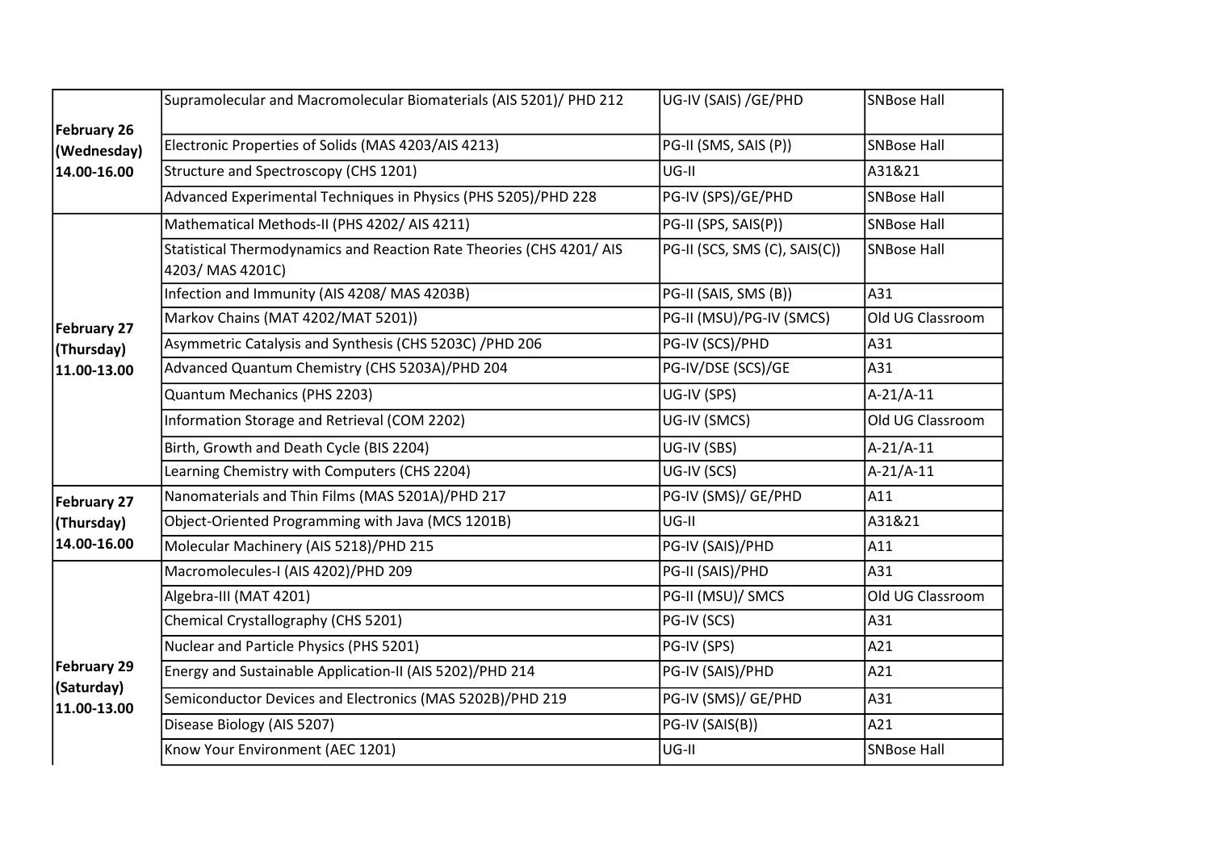| | | | |
|---|---|---|---|
| **February 26 (Wednesday) 14.00-16.00** | Supramolecular and Macromolecular Biomaterials (AIS 5201)/ PHD 212 | UG-IV (SAIS) /GE/PHD | SNBose Hall |
| | Electronic Properties of Solids (MAS 4203/AIS 4213) | PG-II (SMS, SAIS (P)) | SNBose Hall |
| | Structure and Spectroscopy (CHS 1201) | UG-II | A31&21 |
| | Advanced Experimental Techniques in Physics (PHS 5205)/PHD 228 | PG-IV (SPS)/GE/PHD | SNBose Hall |
| **February 27 (Thursday) 11.00-13.00** | Mathematical Methods-II (PHS 4202/ AIS 4211) | PG-II (SPS, SAIS(P)) | SNBose Hall |
| | Statistical Thermodynamics and Reaction Rate Theories (CHS 4201/ AIS 4203/ MAS 4201C) | PG-II (SCS, SMS (C), SAIS(C)) | SNBose Hall |
| | Infection and Immunity (AIS 4208/ MAS 4203B) | PG-II (SAIS, SMS (B)) | A31 |
| | Markov Chains (MAT 4202/MAT 5201)) | PG-II (MSU)/PG-IV (SMCS) | Old UG Classroom |
| | Asymmetric Catalysis and Synthesis (CHS 5203C) /PHD 206 | PG-IV (SCS)/PHD | A31 |
| | Advanced Quantum Chemistry (CHS 5203A)/PHD 204 | PG-IV/DSE (SCS)/GE | A31 |
| | Quantum Mechanics (PHS 2203) | UG-IV (SPS) | A-21/A-11 |
| | Information Storage and Retrieval (COM 2202) | UG-IV (SMCS) | Old UG Classroom |
| | Birth, Growth and Death Cycle (BIS 2204) | UG-IV (SBS) | A-21/A-11 |
| | Learning Chemistry with Computers (CHS 2204) | UG-IV (SCS) | A-21/A-11 |
| **February 27 (Thursday) 14.00-16.00** | Nanomaterials and Thin Films (MAS 5201A)/PHD 217 | PG-IV (SMS)/ GE/PHD | A11 |
| | Object-Oriented Programming with Java (MCS 1201B) | UG-II | A31&21 |
| | Molecular Machinery (AIS 5218)/PHD 215 | PG-IV (SAIS)/PHD | A11 |
| **February 29 (Saturday) 11.00-13.00** | Macromolecules-I (AIS 4202)/PHD 209 | PG-II (SAIS)/PHD | A31 |
| | Algebra-III (MAT 4201) | PG-II (MSU)/ SMCS | Old UG Classroom |
| | Chemical Crystallography (CHS 5201) | PG-IV (SCS) | A31 |
| | Nuclear and Particle Physics (PHS 5201) | PG-IV (SPS) | A21 |
| | Energy and Sustainable Application-II (AIS 5202)/PHD 214 | PG-IV (SAIS)/PHD | A21 |
| | Semiconductor Devices and Electronics (MAS 5202B)/PHD 219 | PG-IV (SMS)/ GE/PHD | A31 |
| | Disease Biology (AIS 5207) | PG-IV (SAIS(B)) | A21 |
| | Know Your Environment (AEC 1201) | UG-II | SNBose Hall |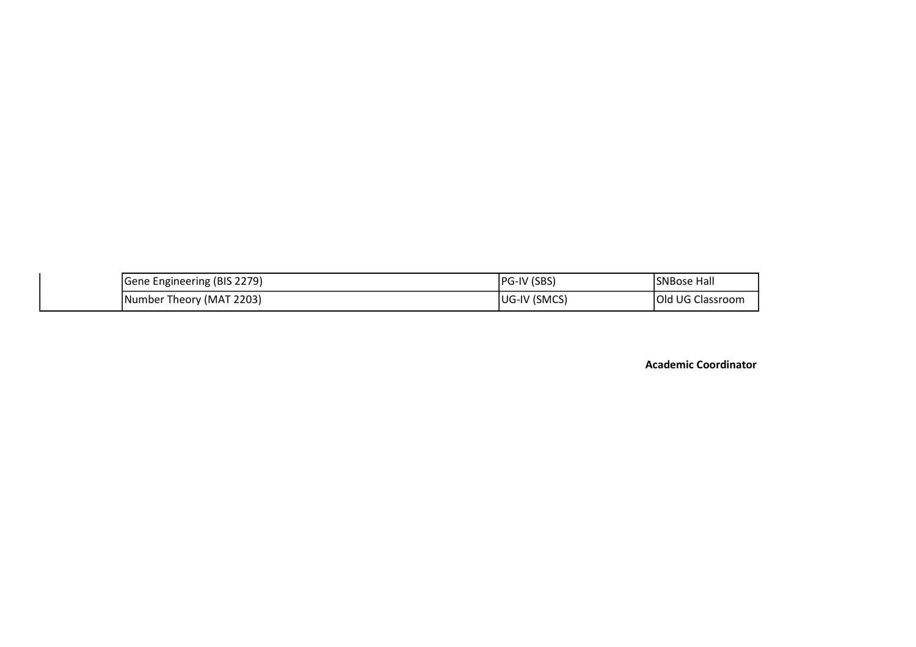| | | | |
|---|---|---|---|
| | Gene Engineering (BIS 2279) | PG-IV (SBS) | SNBose Hall |
| | Number Theory (MAT 2203) | UG-IV (SMCS) | Old UG Classroom |

**Academic Coordinator**